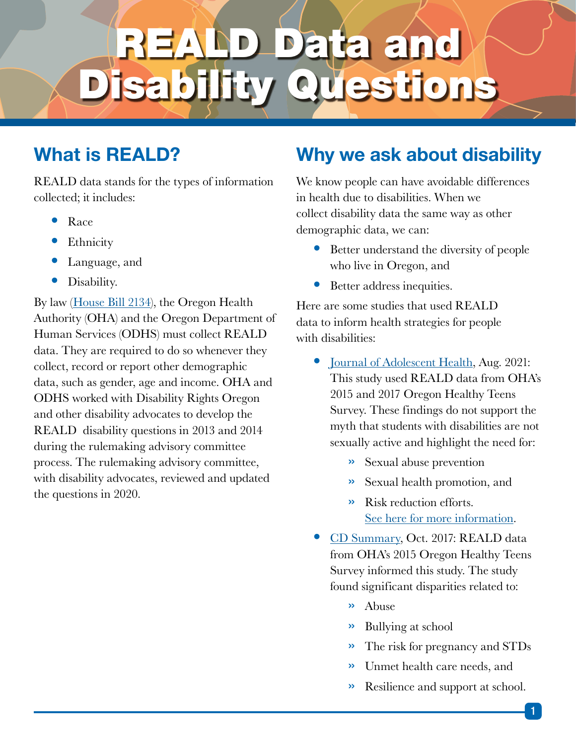# REALD Data and Disability Questions

## What is REALD?

REALD data stands for the types of information collected; it includes:

- Race
- Ethnicity
- Language, and
- Disability.

By law (House Bill 2134), the Oregon Health Authority (OHA) and the Oregon Department of Human Services (ODHS) must collect REALD data. They are required to do so whenever they collect, record or report other demographic data, such as gender, age and income. OHA and ODHS worked with Disability Rights Oregon and other disability advocates to develop the REALD disability questions in 2013 and 2014 during the rulemaking advisory committee process. The rulemaking advisory committee, with disability advocates, reviewed and updated the questions in 2020.

## Why we ask about disability

We know people can have avoidable differences in health due to disabilities. When we collect disability data the same way as other demographic data, we can:

- Better understand the diversity of people who live in Oregon, and
- Better address inequities.

Here are some studies that used REALD data to inform health strategies for people with disabilities:

- Journal of Adolescent Health, Aug. 2021: This study used REALD data from OHA's 2015 and 2017 Oregon Healthy Teens Survey. These findings do not support the myth that students with disabilities are not sexually active and highlight the need for:
  - Sexual abuse prevention
  - Sexual health promotion, and
  - Risk reduction efforts. See here for more information.
- CD Summary, Oct. 2017: REALD data from OHA's 2015 Oregon Healthy Teens Survey informed this study. The study found significant disparities related to:
  - Abuse
  - Bullying at school
  - The risk for pregnancy and STDs
  - Unmet health care needs, and
  - Resilience and support at school.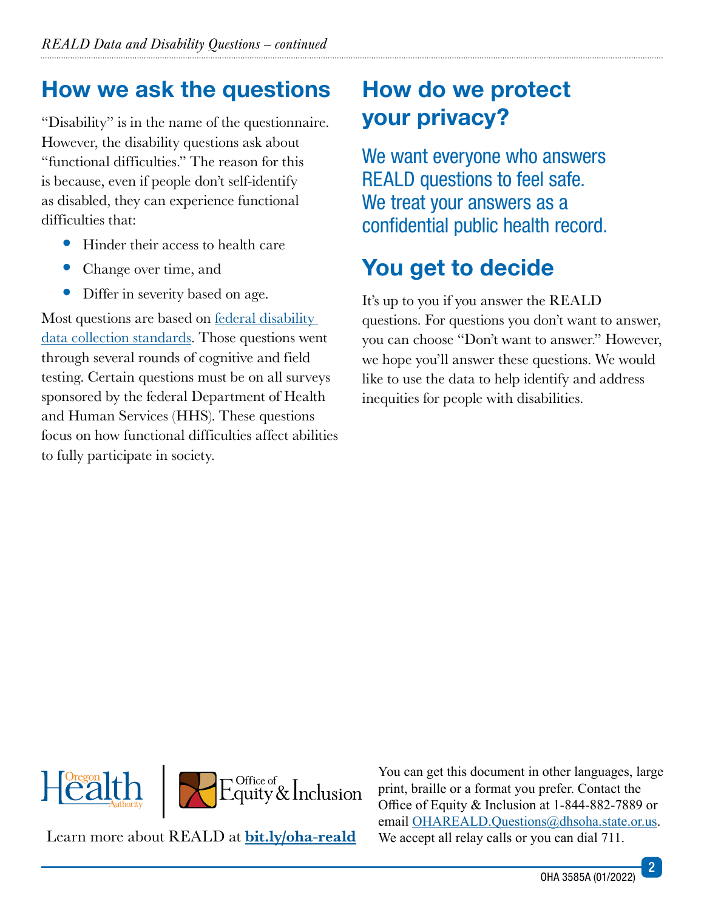## How we ask the questions

"Disability" is in the name of the questionnaire. However, the disability questions ask about "functional difficulties." The reason for this is because, even if people don't self-identify as disabled, they can experience functional difficulties that:

- Hinder their access to health care
- Change over time, and
- Differ in severity based on age.

Most questions are based on federal disability data collection standards. Those questions went through several rounds of cognitive and field testing. Certain questions must be on all surveys sponsored by the federal Department of Health and Human Services (HHS). These questions focus on how functional difficulties affect abilities to fully participate in society.

## How do we protect your privacy?

We want everyone who answers REALD questions to feel safe. We treat your answers as a confidential public health record.

## You get to decide

It's up to you if you answer the REALD questions. For questions you don't want to answer, you can choose "Don't want to answer." However, we hope you'll answer these questions. We would like to use the data to help identify and address inequities for people with disabilities.

Oregon Health Authority | Office of Equity & Inclusion

Learn more about REALD at **bit.ly/oha-reald**

You can get this document in other languages, large print, braille or a format you prefer. Contact the Office of Equity & Inclusion at 1-844-882-7889 or email OHAREALD.Questions@dhsoha.state.or.us. We accept all relay calls or you can dial 711.

OHA 3585A (01/2022)